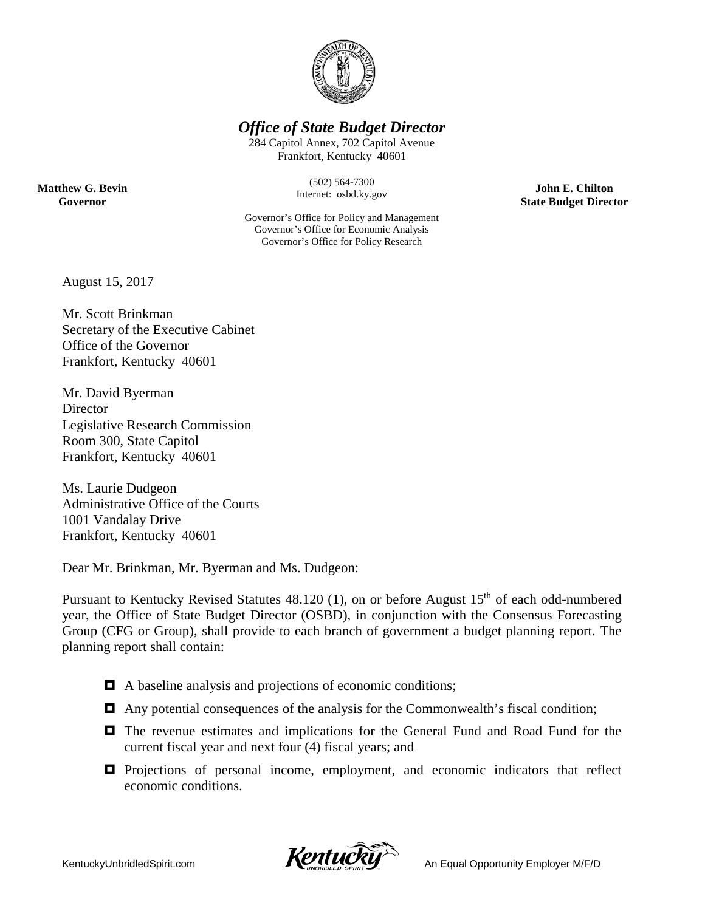# *Office of State Budget Director*

284 Capitol Annex, 702 Capitol Avenue
Frankfort, Kentucky 40601

(502) 564-7300
Internet: osbd.ky.gov

**Matthew G. Bevin**
**Governor**

**John E. Chilton**
**State Budget Director**

Governor's Office for Policy and Management
Governor's Office for Economic Analysis
Governor's Office for Policy Research

August 15, 2017

Mr. Scott Brinkman
Secretary of the Executive Cabinet
Office of the Governor
Frankfort, Kentucky 40601

Mr. David Byerman
Director
Legislative Research Commission
Room 300, State Capitol
Frankfort, Kentucky 40601

Ms. Laurie Dudgeon
Administrative Office of the Courts
1001 Vandalay Drive
Frankfort, Kentucky 40601

Dear Mr. Brinkman, Mr. Byerman and Ms. Dudgeon:

Pursuant to Kentucky Revised Statutes 48.120 (1), on or before August 15th of each odd-numbered year, the Office of State Budget Director (OSBD), in conjunction with the Consensus Forecasting Group (CFG or Group), shall provide to each branch of government a budget planning report. The planning report shall contain:

- A baseline analysis and projections of economic conditions;
- Any potential consequences of the analysis for the Commonwealth's fiscal condition;
- The revenue estimates and implications for the General Fund and Road Fund for the current fiscal year and next four (4) fiscal years; and
- Projections of personal income, employment, and economic indicators that reflect economic conditions.

KentuckyUnbridledSpirit.com

An Equal Opportunity Employer M/F/D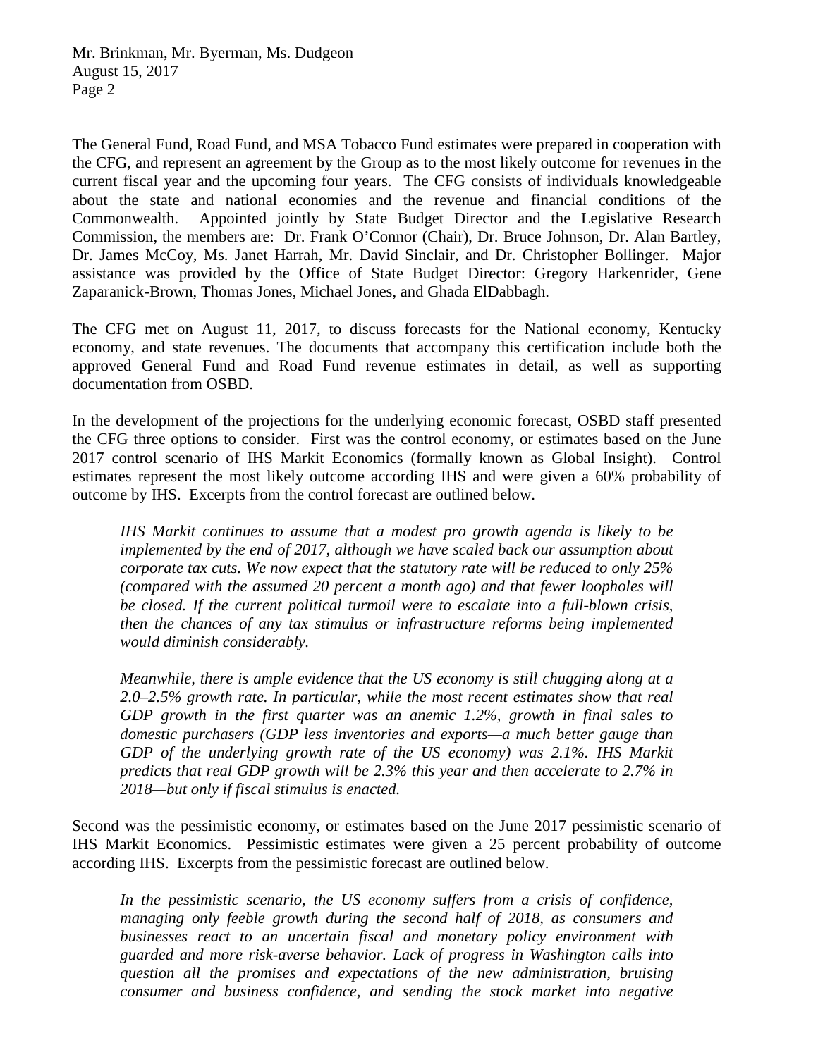The General Fund, Road Fund, and MSA Tobacco Fund estimates were prepared in cooperation with the CFG, and represent an agreement by the Group as to the most likely outcome for revenues in the current fiscal year and the upcoming four years. The CFG consists of individuals knowledgeable about the state and national economies and the revenue and financial conditions of the Commonwealth. Appointed jointly by State Budget Director and the Legislative Research Commission, the members are: Dr. Frank O'Connor (Chair), Dr. Bruce Johnson, Dr. Alan Bartley, Dr. James McCoy, Ms. Janet Harrah, Mr. David Sinclair, and Dr. Christopher Bollinger. Major assistance was provided by the Office of State Budget Director: Gregory Harkenrider, Gene Zaparanick-Brown, Thomas Jones, Michael Jones, and Ghada ElDabbagh.

The CFG met on August 11, 2017, to discuss forecasts for the National economy, Kentucky economy, and state revenues. The documents that accompany this certification include both the approved General Fund and Road Fund revenue estimates in detail, as well as supporting documentation from OSBD.

In the development of the projections for the underlying economic forecast, OSBD staff presented the CFG three options to consider. First was the control economy, or estimates based on the June 2017 control scenario of IHS Markit Economics (formally known as Global Insight). Control estimates represent the most likely outcome according IHS and were given a 60% probability of outcome by IHS. Excerpts from the control forecast are outlined below.

> *IHS Markit continues to assume that a modest pro growth agenda is likely to be implemented by the end of 2017, although we have scaled back our assumption about corporate tax cuts. We now expect that the statutory rate will be reduced to only 25% (compared with the assumed 20 percent a month ago) and that fewer loopholes will be closed. If the current political turmoil were to escalate into a full-blown crisis, then the chances of any tax stimulus or infrastructure reforms being implemented would diminish considerably.*
>
> *Meanwhile, there is ample evidence that the US economy is still chugging along at a 2.0–2.5% growth rate. In particular, while the most recent estimates show that real GDP growth in the first quarter was an anemic 1.2%, growth in final sales to domestic purchasers (GDP less inventories and exports—a much better gauge than GDP of the underlying growth rate of the US economy) was 2.1%. IHS Markit predicts that real GDP growth will be 2.3% this year and then accelerate to 2.7% in 2018—but only if fiscal stimulus is enacted.*

Second was the pessimistic economy, or estimates based on the June 2017 pessimistic scenario of IHS Markit Economics. Pessimistic estimates were given a 25 percent probability of outcome according IHS. Excerpts from the pessimistic forecast are outlined below.

> *In the pessimistic scenario, the US economy suffers from a crisis of confidence, managing only feeble growth during the second half of 2018, as consumers and businesses react to an uncertain fiscal and monetary policy environment with guarded and more risk-averse behavior. Lack of progress in Washington calls into question all the promises and expectations of the new administration, bruising consumer and business confidence, and sending the stock market into negative*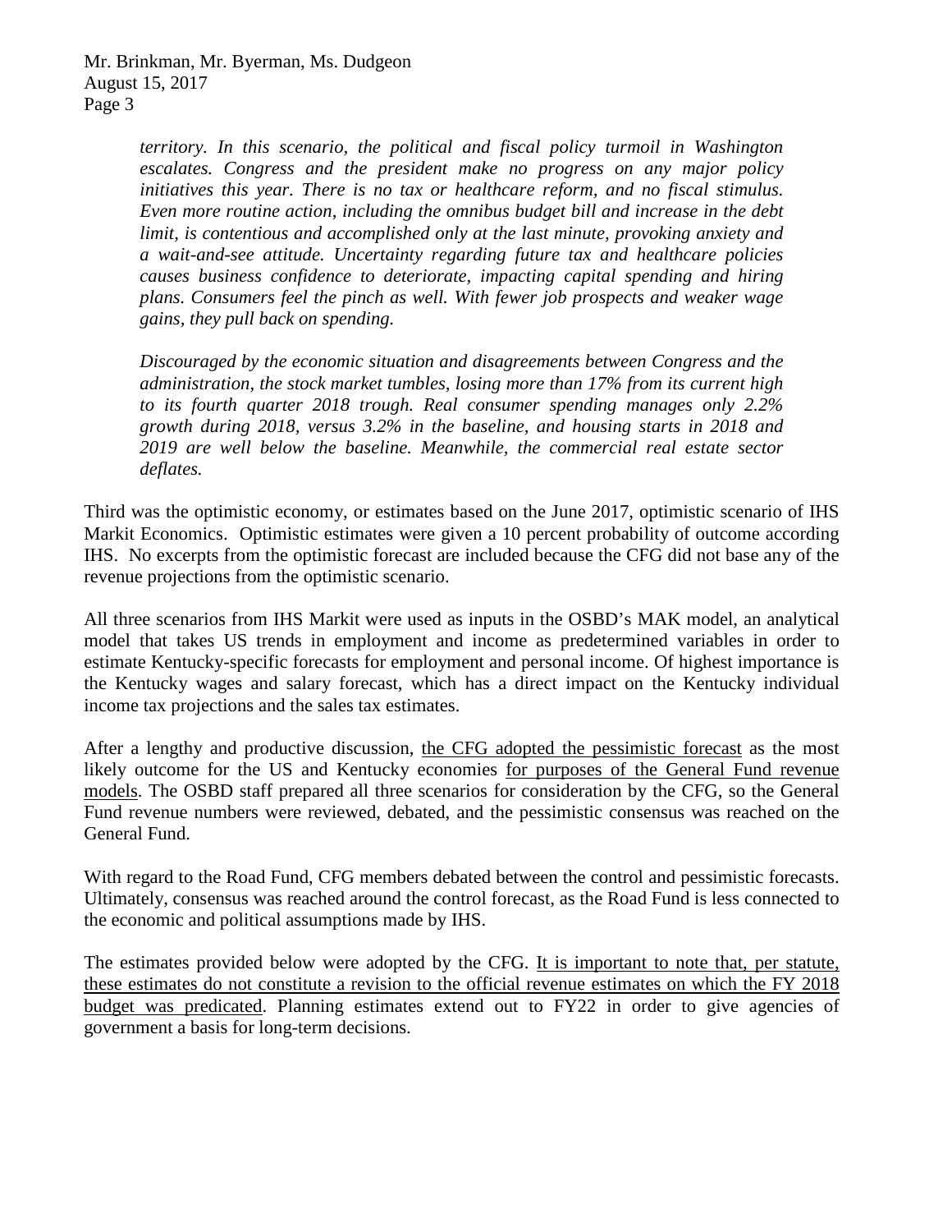> *territory. In this scenario, the political and fiscal policy turmoil in Washington escalates. Congress and the president make no progress on any major policy initiatives this year. There is no tax or healthcare reform, and no fiscal stimulus. Even more routine action, including the omnibus budget bill and increase in the debt limit, is contentious and accomplished only at the last minute, provoking anxiety and a wait-and-see attitude. Uncertainty regarding future tax and healthcare policies causes business confidence to deteriorate, impacting capital spending and hiring plans. Consumers feel the pinch as well. With fewer job prospects and weaker wage gains, they pull back on spending.*
>
> *Discouraged by the economic situation and disagreements between Congress and the administration, the stock market tumbles, losing more than 17% from its current high to its fourth quarter 2018 trough. Real consumer spending manages only 2.2% growth during 2018, versus 3.2% in the baseline, and housing starts in 2018 and 2019 are well below the baseline. Meanwhile, the commercial real estate sector deflates.*

Third was the optimistic economy, or estimates based on the June 2017, optimistic scenario of IHS Markit Economics. Optimistic estimates were given a 10 percent probability of outcome according IHS. No excerpts from the optimistic forecast are included because the CFG did not base any of the revenue projections from the optimistic scenario.

All three scenarios from IHS Markit were used as inputs in the OSBD's MAK model, an analytical model that takes US trends in employment and income as predetermined variables in order to estimate Kentucky-specific forecasts for employment and personal income. Of highest importance is the Kentucky wages and salary forecast, which has a direct impact on the Kentucky individual income tax projections and the sales tax estimates.

After a lengthy and productive discussion, <u>the CFG adopted the pessimistic forecast</u> as the most likely outcome for the US and Kentucky economies <u>for purposes of the General Fund revenue models</u>. The OSBD staff prepared all three scenarios for consideration by the CFG, so the General Fund revenue numbers were reviewed, debated, and the pessimistic consensus was reached on the General Fund.

With regard to the Road Fund, CFG members debated between the control and pessimistic forecasts. Ultimately, consensus was reached around the control forecast, as the Road Fund is less connected to the economic and political assumptions made by IHS.

The estimates provided below were adopted by the CFG. <u>It is important to note that, per statute, these estimates do not constitute a revision to the official revenue estimates on which the FY 2018 budget was predicated</u>. Planning estimates extend out to FY22 in order to give agencies of government a basis for long-term decisions.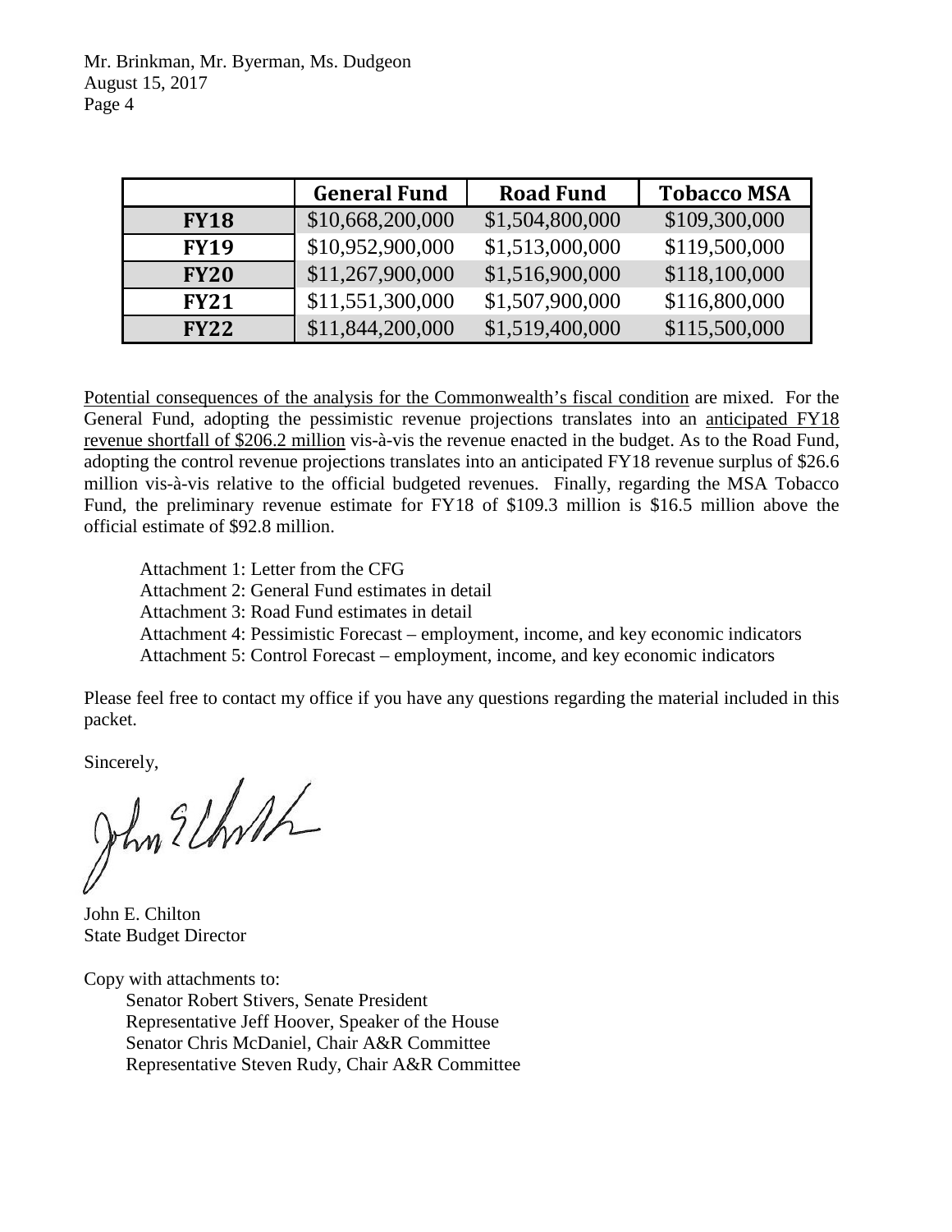| | General Fund | Road Fund | Tobacco MSA |
|---|---|---|---|
| **FY18** | $10,668,200,000 | $1,504,800,000 | $109,300,000 |
| **FY19** | $10,952,900,000 | $1,513,000,000 | $119,500,000 |
| **FY20** | $11,267,900,000 | $1,516,900,000 | $118,100,000 |
| **FY21** | $11,551,300,000 | $1,507,900,000 | $116,800,000 |
| **FY22** | $11,844,200,000 | $1,519,400,000 | $115,500,000 |

Potential consequences of the analysis for the Commonwealth's fiscal condition are mixed. For the General Fund, adopting the pessimistic revenue projections translates into an anticipated FY18 revenue shortfall of $206.2 million vis-à-vis the revenue enacted in the budget. As to the Road Fund, adopting the control revenue projections translates into an anticipated FY18 revenue surplus of $26.6 million vis-à-vis relative to the official budgeted revenues. Finally, regarding the MSA Tobacco Fund, the preliminary revenue estimate for FY18 of $109.3 million is $16.5 million above the official estimate of $92.8 million.

Attachment 1: Letter from the CFG
Attachment 2: General Fund estimates in detail
Attachment 3: Road Fund estimates in detail
Attachment 4: Pessimistic Forecast – employment, income, and key economic indicators
Attachment 5: Control Forecast – employment, income, and key economic indicators

Please feel free to contact my office if you have any questions regarding the material included in this packet.

Sincerely,

John E. Chilton
State Budget Director

Copy with attachments to:
Senator Robert Stivers, Senate President
Representative Jeff Hoover, Speaker of the House
Senator Chris McDaniel, Chair A&R Committee
Representative Steven Rudy, Chair A&R Committee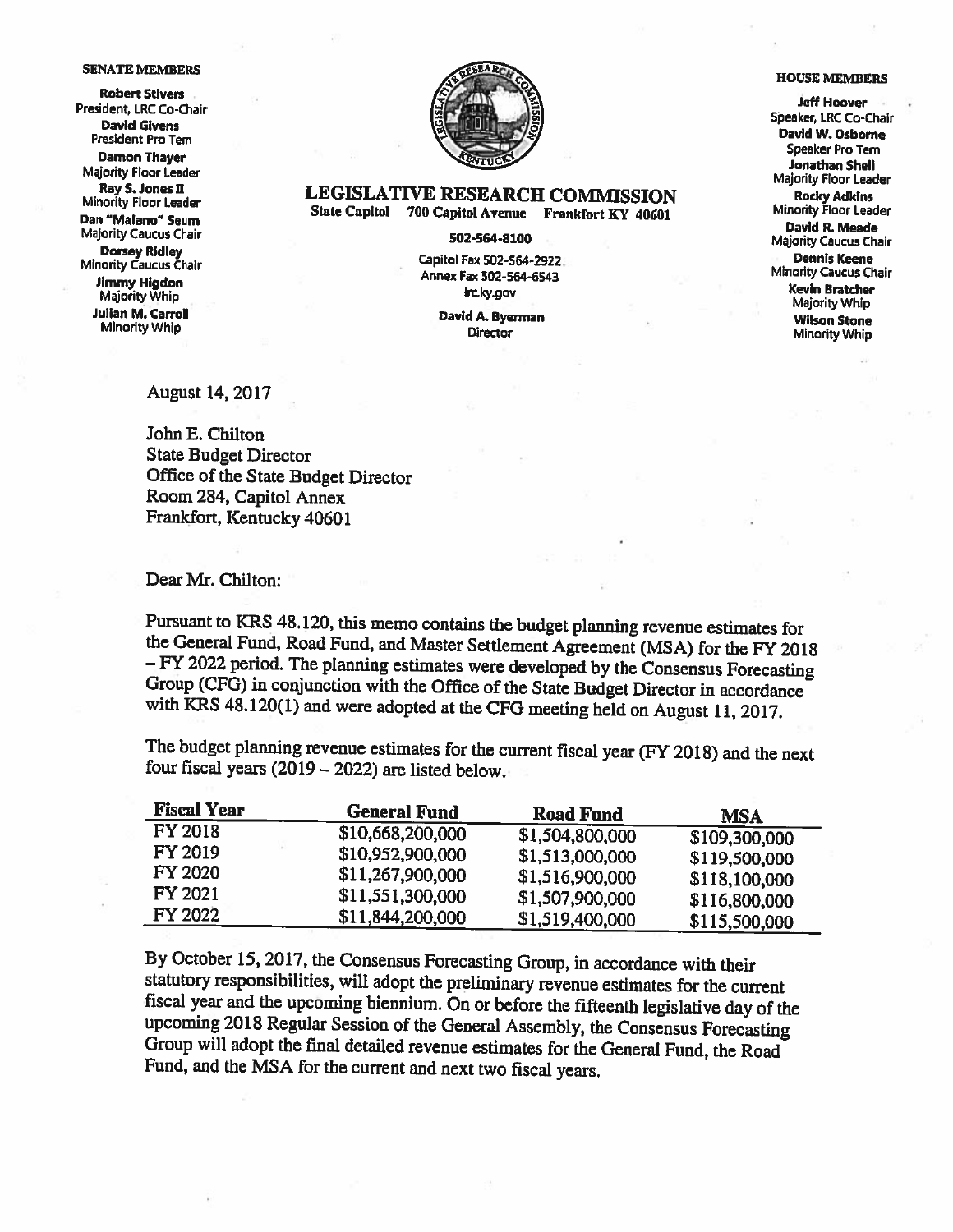**SENATE MEMBERS**

**Robert Stivers**
President, LRC Co-Chair
**David Givens**
President Pro Tem
**Damon Thayer**
Majority Floor Leader
**Ray S. Jones II**
Minority Floor Leader
**Dan "Malano" Seum**
Majority Caucus Chair
**Dorsey Ridley**
Minority Caucus Chair
**Jimmy Higdon**
Majority Whip
**Julian M. Carroll**
Minority Whip

**LEGISLATIVE RESEARCH COMMISSION**
**State Capitol 700 Capitol Avenue Frankfort KY 40601**

**502-564-8100**

Capitol Fax 502-564-2922
Annex Fax 502-564-6543
lrc.ky.gov

**David A. Byerman**
Director

**HOUSE MEMBERS**

**Jeff Hoover**
Speaker, LRC Co-Chair
**David W. Osborne**
Speaker Pro Tem
**Jonathan Shell**
Majority Floor Leader
**Rocky Adkins**
Minority Floor Leader
**David R. Meade**
Majority Caucus Chair
**Dennis Keene**
Minority Caucus Chair
**Kevin Bratcher**
Majority Whip
**Wilson Stone**
Minority Whip

August 14, 2017

John E. Chilton
State Budget Director
Office of the State Budget Director
Room 284, Capitol Annex
Frankfort, Kentucky 40601

Dear Mr. Chilton:

Pursuant to KRS 48.120, this memo contains the budget planning revenue estimates for the General Fund, Road Fund, and Master Settlement Agreement (MSA) for the FY 2018 – FY 2022 period. The planning estimates were developed by the Consensus Forecasting Group (CFG) in conjunction with the Office of the State Budget Director in accordance with KRS 48.120(1) and were adopted at the CFG meeting held on August 11, 2017.

The budget planning revenue estimates for the current fiscal year (FY 2018) and the next four fiscal years (2019 – 2022) are listed below.

| Fiscal Year | General Fund | Road Fund | MSA |
|---|---|---|---|
| FY 2018 | $10,668,200,000 | $1,504,800,000 | $109,300,000 |
| FY 2019 | $10,952,900,000 | $1,513,000,000 | $119,500,000 |
| FY 2020 | $11,267,900,000 | $1,516,900,000 | $118,100,000 |
| FY 2021 | $11,551,300,000 | $1,507,900,000 | $116,800,000 |
| FY 2022 | $11,844,200,000 | $1,519,400,000 | $115,500,000 |

By October 15, 2017, the Consensus Forecasting Group, in accordance with their statutory responsibilities, will adopt the preliminary revenue estimates for the current fiscal year and the upcoming biennium. On or before the fifteenth legislative day of the upcoming 2018 Regular Session of the General Assembly, the Consensus Forecasting Group will adopt the final detailed revenue estimates for the General Fund, the Road Fund, and the MSA for the current and next two fiscal years.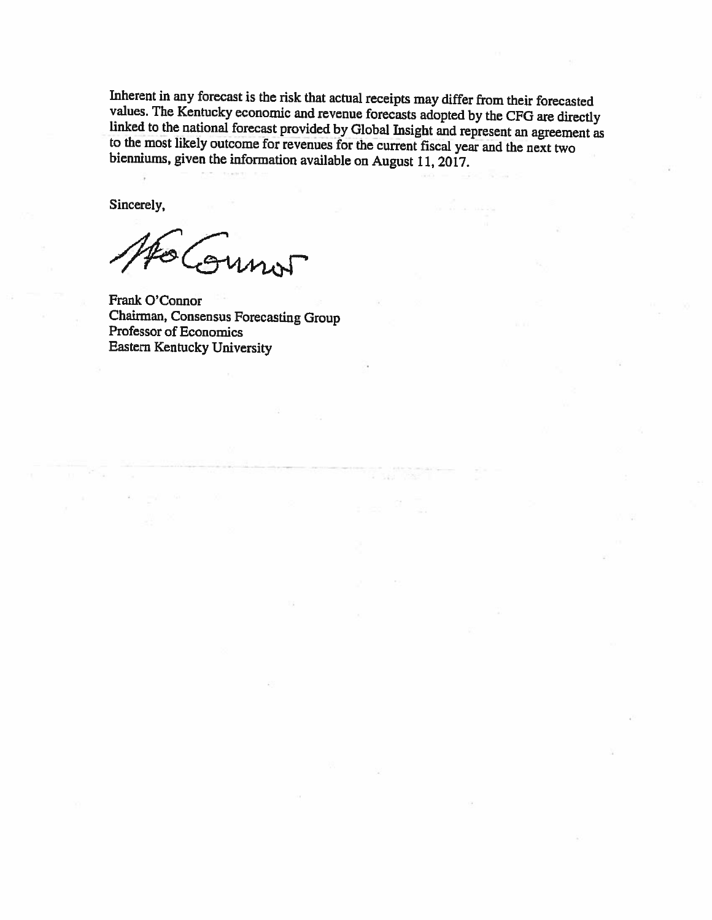Inherent in any forecast is the risk that actual receipts may differ from their forecasted values. The Kentucky economic and revenue forecasts adopted by the CFG are directly linked to the national forecast provided by Global Insight and represent an agreement as to the most likely outcome for revenues for the current fiscal year and the next two bienniums, given the information available on August 11, 2017.

Sincerely,

Frank O'Connor
Chairman, Consensus Forecasting Group
Professor of Economics
Eastern Kentucky University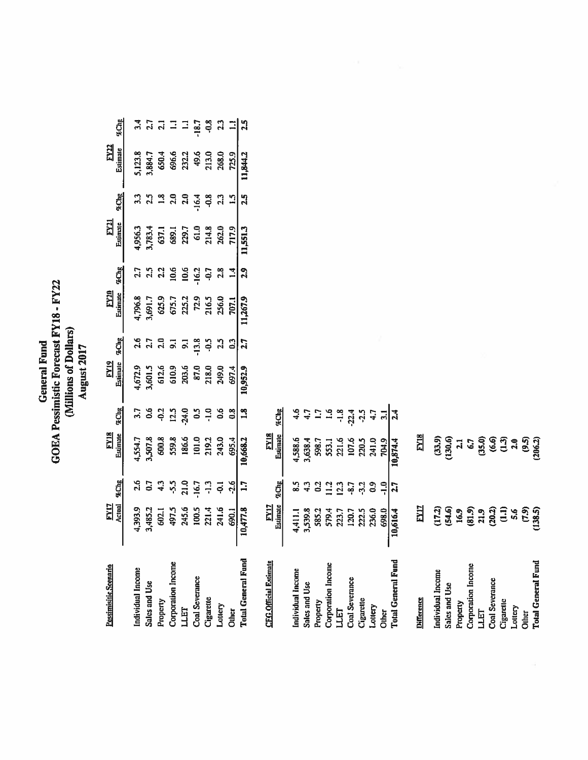# General Fund
## GOEA Pessimistic Forecast FY18 - FY22
### (Millions of Dollars)
### August 2017

| Pessimistic Scenario | FY17 Actual | %Chg | FY18 Estimate | %Chg | FY19 Estimate | %Chg | FY20 Estimate | %Chg | FY21 Estimate | %Chg | FY22 Estimate | %Chg |
|---|---|---|---|---|---|---|---|---|---|---|---|---|
| Individual Income | 4,393.9 | 2.6 | 4,554.7 | 3.7 | 4,672.9 | 2.6 | 4,796.8 | 2.7 | 4,956.3 | 3.3 | 5,123.8 | 3.4 |
| Sales and Use | 3,485.2 | 0.7 | 3,507.8 | 0.6 | 3,601.5 | 2.7 | 3,691.7 | 2.5 | 3,783.4 | 2.5 | 3,884.7 | 2.7 |
| Property | 602.1 | 4.3 | 600.8 | -0.2 | 612.6 | 2.0 | 625.9 | 2.2 | 637.1 | 1.8 | 650.4 | 2.1 |
| Corporation Income | 497.5 | -5.5 | 559.8 | 12.5 | 610.9 | 9.1 | 675.7 | 10.6 | 689.1 | 2.0 | 696.6 | 1.1 |
| LLET | 245.6 | 21.0 | 186.6 | -24.0 | 203.6 | 9.1 | 225.2 | 10.6 | 229.7 | 2.0 | 232.2 | 1.1 |
| Coal Severance | 100.5 | -16.7 | 101.0 | 0.5 | 87.0 | -13.8 | 72.9 | -16.2 | 61.0 | -16.4 | 49.6 | -18.7 |
| Cigarette | 221.4 | -1.3 | 219.2 | -1.0 | 218.0 | -0.5 | 216.5 | -0.7 | 214.8 | -0.8 | 213.0 | -0.8 |
| Lottery | 241.6 | -0.1 | 243.0 | 0.6 | 249.0 | 2.5 | 256.0 | 2.8 | 262.0 | 2.3 | 268.0 | 2.3 |
| Other | 690.1 | -2.6 | 695.4 | 0.8 | 697.4 | 0.3 | 707.1 | 1.4 | 717.9 | 1.5 | 725.9 | 1.1 |
| **Total General Fund** | 10,477.8 | 1.7 | 10,668.2 | 1.8 | 10,952.9 | 2.7 | 11,267.9 | 2.9 | 11,551.3 | 2.5 | 11,844.2 | 2.5 |

| CFG Official Estimate | FY17 Estimate | %Chg | FY18 Estimate | %Chg |
|---|---|---|---|---|
| Individual Income | 4,411.1 | 8.5 | 4,588.6 | 4.6 |
| Sales and Use | 3,539.8 | 4.3 | 3,638.4 | 4.7 |
| Property | 585.2 | 0.2 | 598.7 | 1.7 |
| Corporation Income | 579.4 | 11.2 | 553.1 | 1.6 |
| LLET | 223.7 | 12.3 | 221.6 | -1.8 |
| Coal Severance | 120.7 | -8.7 | 107.6 | -22.4 |
| Cigarette | 222.5 | -3.2 | 220.5 | -2.5 |
| Lottery | 236.0 | 0.9 | 241.0 | 4.7 |
| Other | 698.0 | -1.0 | 704.9 | 3.1 |
| **Total General Fund** | 10,616.4 | 2.7 | 10,874.4 | 2.4 |

| Difference | FY17 | FY18 |
|---|---|---|
| Individual Income | (17.2) | (33.9) |
| Sales and Use | (54.6) | (130.6) |
| Property | 16.9 | 2.1 |
| Corporation Income | (81.9) | 6.7 |
| LLET | 21.9 | (35.0) |
| Coal Severance | (20.2) | (6.6) |
| Cigarette | (1.1) | (1.3) |
| Lottery | 5.6 | 2.0 |
| Other | (7.9) | (9.5) |
| **Total General Fund** | (138.5) | (206.2) |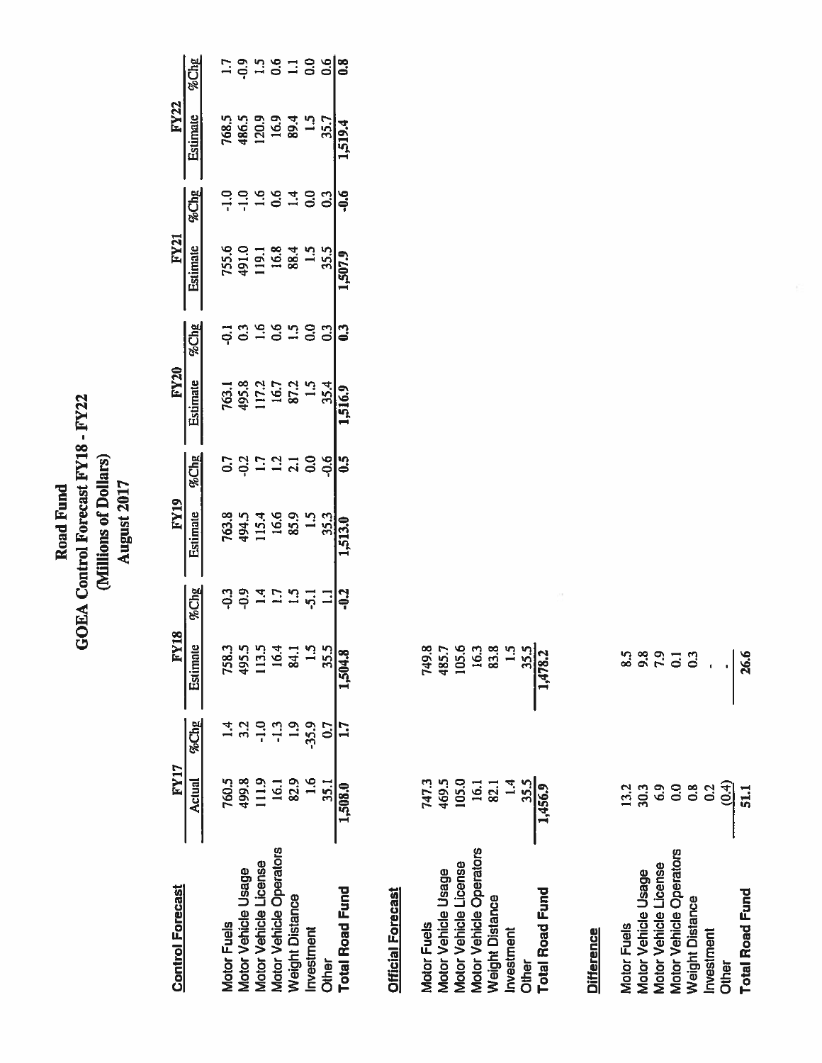# Road Fund
## GOEA Control Forecast FY18 - FY22
### (Millions of Dollars)
### August 2017

| Control Forecast | FY17 | | FY18 | | FY19 | | FY20 | | FY21 | | FY22 | |
|---|---|---|---|---|---|---|---|---|---|---|---|---|
| | Actual | %Chg | Estimate | %Chg | Estimate | %Chg | Estimate | %Chg | Estimate | %Chg | Estimate | %Chg |
| Motor Fuels | 760.5 | 1.4 | 758.3 | -0.3 | 763.8 | 0.7 | 763.1 | -0.1 | 755.6 | -1.0 | 768.5 | 1.7 |
| Motor Vehicle Usage | 499.8 | 3.2 | 495.5 | -0.9 | 494.5 | -0.2 | 495.8 | 0.3 | 491.0 | -1.0 | 486.5 | -0.9 |
| Motor Vehicle License | 111.9 | -1.0 | 113.5 | 1.4 | 115.4 | 1.7 | 117.2 | 1.6 | 119.1 | 1.6 | 120.9 | 1.5 |
| Motor Vehicle Operators | 16.1 | -1.3 | 16.4 | 1.7 | 16.6 | 1.2 | 16.7 | 0.6 | 16.8 | 0.6 | 16.9 | 0.6 |
| Weight Distance | 82.9 | 1.9 | 84.1 | 1.5 | 85.9 | 2.1 | 87.2 | 1.5 | 88.4 | 1.4 | 89.4 | 1.1 |
| Investment | 1.6 | -35.9 | 1.5 | -5.1 | 1.5 | 0.0 | 1.5 | 0.0 | 1.5 | 0.0 | 1.5 | 0.0 |
| Other | 35.1 | 0.7 | 35.5 | 1.1 | 35.3 | -0.6 | 35.4 | 0.3 | 35.5 | 0.3 | 35.7 | 0.6 |
| **Total Road Fund** | **1,508.0** | **1.7** | **1,504.8** | **-0.2** | **1,513.0** | **0.5** | **1,516.9** | **0.3** | **1,507.9** | **-0.6** | **1,519.4** | **0.8** |

| Official Forecast | FY17 | FY18 |
|---|---|---|
| Motor Fuels | 747.3 | 749.8 |
| Motor Vehicle Usage | 469.5 | 485.7 |
| Motor Vehicle License | 105.0 | 105.6 |
| Motor Vehicle Operators | 16.1 | 16.3 |
| Weight Distance | 82.1 | 83.8 |
| Investment | 1.4 | 1.5 |
| Other | 35.5 | 35.5 |
| **Total Road Fund** | **1,456.9** | **1,478.2** |

| Difference | FY17 | FY18 |
|---|---|---|
| Motor Fuels | 13.2 | 8.5 |
| Motor Vehicle Usage | 30.3 | 9.8 |
| Motor Vehicle License | 6.9 | 7.9 |
| Motor Vehicle Operators | 0.0 | 0.1 |
| Weight Distance | 0.8 | 0.3 |
| Investment | 0.2 | - |
| Other | (0.4) | - |
| **Total Road Fund** | **51.1** | **26.6** |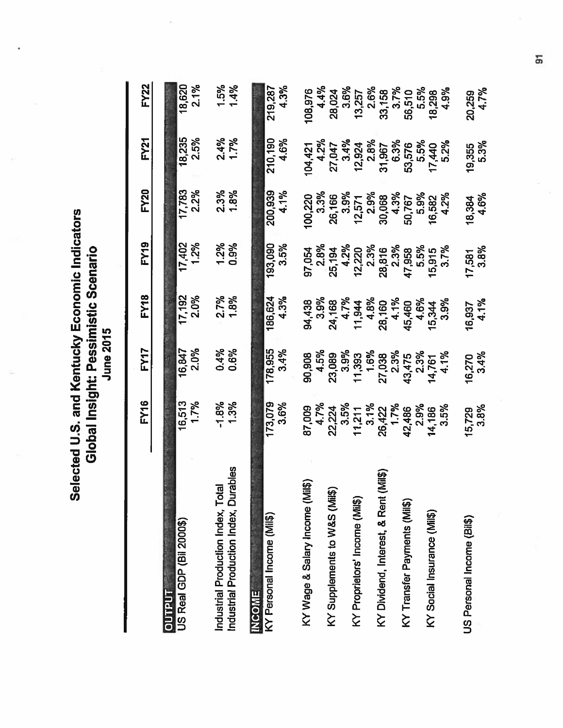# Selected U.S. and Kentucky Economic Indicators

## Global Insight: Pessimistic Scenario

### June 2015

| | FY16 | FY17 | FY18 | FY19 | FY20 | FY21 | FY22 |
|---|---|---|---|---|---|---|---|
| **OUTPUT** | | | | | | | |
| US Real GDP (Bil 2000$) | 16,513 | 16,847 | 17,192 | 17,402 | 17,783 | 18,235 | 18,620 |
| | 1.7% | 2.0% | 2.0% | 1.2% | 2.2% | 2.5% | 2.1% |
| Industrial Production Index, Total | -1.8% | 0.4% | 2.7% | 1.2% | 2.3% | 2.4% | 1.5% |
| Industrial Production Index, Durables | 1.3% | 0.6% | 1.8% | 0.9% | 1.8% | 1.7% | 1.4% |
| **INCOME** | | | | | | | |
| KY Personal Income (Mil$) | 173,079 | 178,955 | 186,624 | 193,090 | 200,939 | 210,190 | 219,287 |
| | 3.6% | 3.4% | 4.3% | 3.5% | 4.1% | 4.6% | 4.3% |
| KY Wage & Salary Income (Mil$) | 87,009 | 90,908 | 94,438 | 97,054 | 100,220 | 104,421 | 108,976 |
| | 4.7% | 4.5% | 3.9% | 2.8% | 3.3% | 4.2% | 4.4% |
| KY Supplements to W&S (Mil$) | 22,224 | 23,089 | 24,168 | 25,194 | 26,166 | 27,047 | 28,024 |
| | 3.5% | 3.9% | 4.7% | 4.2% | 3.9% | 3.4% | 3.6% |
| KY Proprietors' Income (Mil$) | 11,211 | 11,393 | 11,944 | 12,220 | 12,571 | 12,924 | 13,257 |
| | 3.1% | 1.6% | 4.8% | 2.3% | 2.9% | 2.8% | 2.6% |
| KY Dividend, Interest, & Rent (Mil$) | 26,422 | 27,038 | 28,160 | 28,816 | 30,068 | 31,967 | 33,158 |
| | 1.7% | 2.3% | 4.1% | 2.3% | 4.3% | 6.3% | 3.7% |
| KY Transfer Payments (Mil$) | 42,486 | 43,475 | 45,460 | 47,958 | 50,767 | 53,576 | 56,510 |
| | 2.9% | 2.3% | 4.6% | 5.5% | 5.9% | 5.5% | 5.5% |
| KY Social Insurance (Mil$) | 14,186 | 14,761 | 15,344 | 15,915 | 16,582 | 17,440 | 18,298 |
| | 3.5% | 4.1% | 3.9% | 3.7% | 4.2% | 5.2% | 4.9% |
| US Personal Income (Bil$) | 15,729 | 16,270 | 16,937 | 17,581 | 18,384 | 19,355 | 20,259 |
| | 3.8% | 3.4% | 4.1% | 3.8% | 4.6% | 5.3% | 4.7% |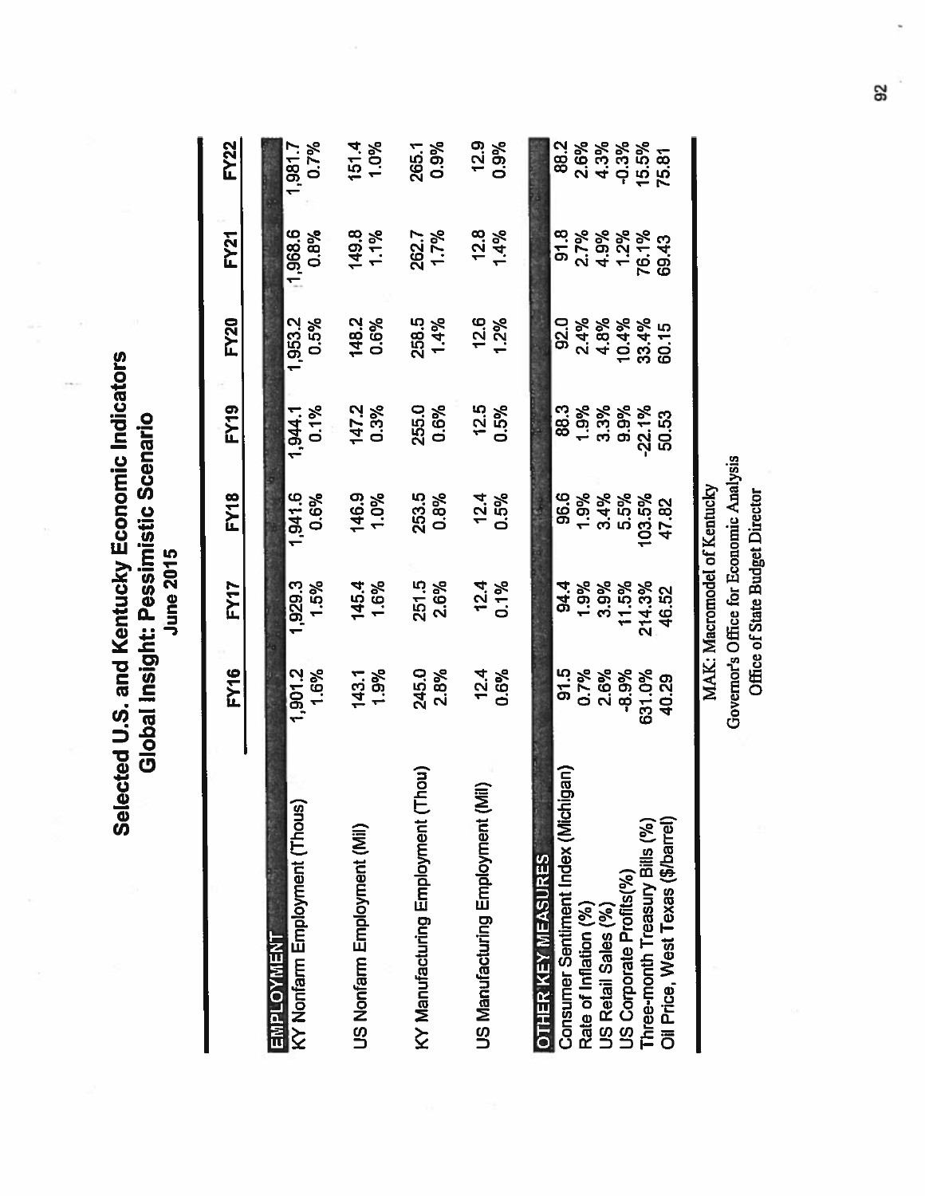# Selected U.S. and Kentucky Economic Indicators

## Global Insight: Pessimistic Scenario

### June 2015

| | FY16 | FY17 | FY18 | FY19 | FY20 | FY21 | FY22 |
|---|---|---|---|---|---|---|---|
| **EMPLOYMENT** | | | | | | | |
| KY Nonfarm Employment (Thous) | 1,901.2 | 1,929.3 | 1,941.6 | 1,944.1 | 1,953.2 | 1,968.6 | 1,981.7 |
| | 1.6% | 1.5% | 0.6% | 0.1% | 0.5% | 0.8% | 0.7% |
| US Nonfarm Employment (Mil) | 143.1 | 145.4 | 146.9 | 147.2 | 148.2 | 149.8 | 151.4 |
| | 1.9% | 1.6% | 1.0% | 0.3% | 0.6% | 1.1% | 1.0% |
| KY Manufacturing Employment (Thou) | 245.0 | 251.5 | 253.5 | 255.0 | 258.5 | 262.7 | 265.1 |
| | 2.8% | 2.6% | 0.8% | 0.6% | 1.4% | 1.7% | 0.9% |
| US Manufacturing Employment (Mil) | 12.4 | 12.4 | 12.4 | 12.5 | 12.6 | 12.8 | 12.9 |
| | 0.6% | 0.1% | 0.5% | 0.5% | 1.2% | 1.4% | 0.9% |
| **OTHER KEY MEASURES** | | | | | | | |
| Consumer Sentiment Index (Michigan) | 91.5 | 94.4 | 96.6 | 88.3 | 92.0 | 91.8 | 88.2 |
| Rate of Inflation (%) | 0.7% | 1.9% | 1.9% | 1.9% | 2.4% | 2.7% | 2.6% |
| US Retail Sales (%) | 2.6% | 3.9% | 3.4% | 3.3% | 4.8% | 4.9% | 4.3% |
| US Corporate Profits(%) | -8.9% | 11.5% | 5.5% | 9.9% | 10.4% | 1.2% | -0.3% |
| Three-month Treasury Bills (%) | 631.0% | 214.3% | 103.5% | -22.1% | 33.4% | 76.1% | 15.5% |
| Oil Price, West Texas ($/barrel) | 40.29 | 46.52 | 47.82 | 50.53 | 60.15 | 69.43 | 75.81 |

MAK: Macromodel of Kentucky

Governor's Office for Economic Analysis

Office of State Budget Director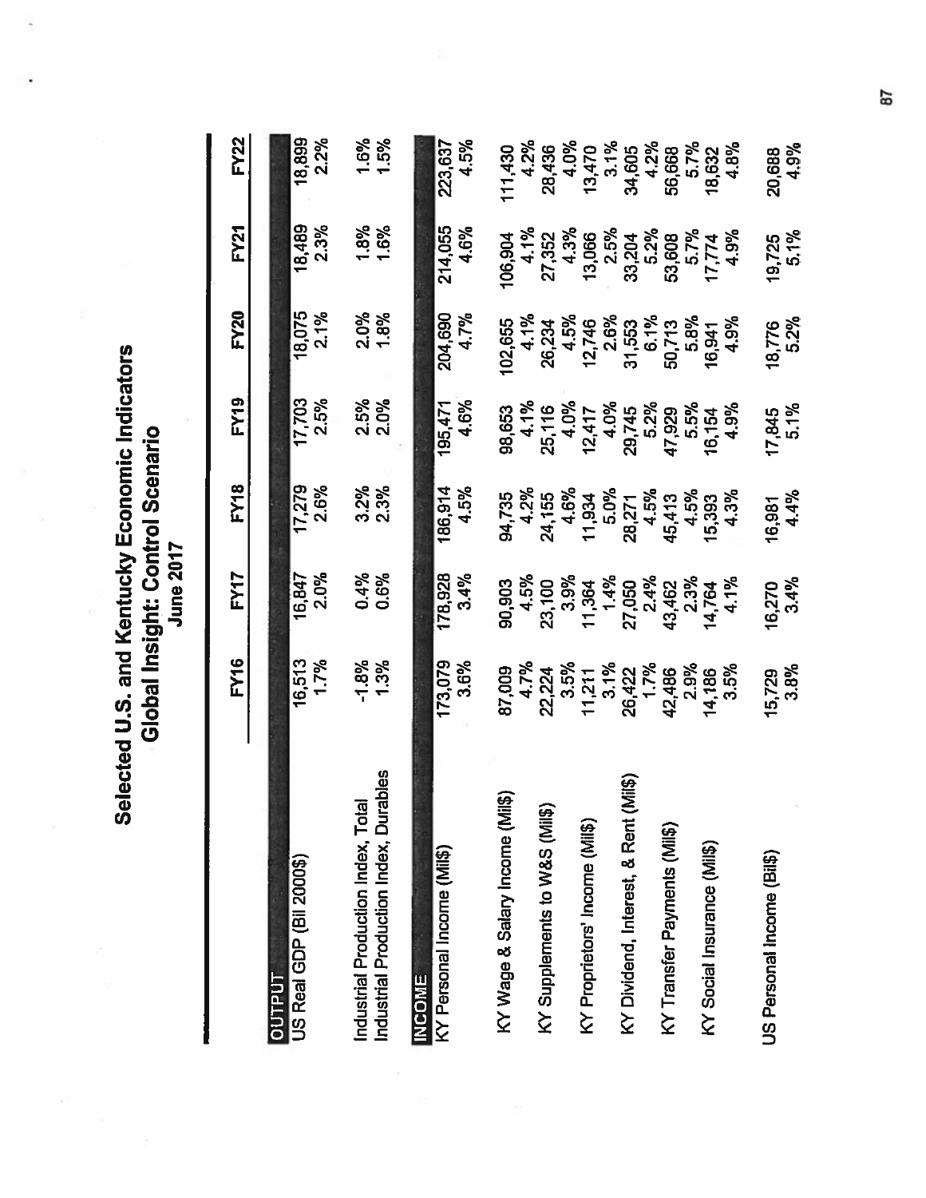# Selected U.S. and Kentucky Economic Indicators

## Global Insight: Control Scenario

### June 2017

| | FY16 | FY17 | FY18 | FY19 | FY20 | FY21 | FY22 |
|---|---|---|---|---|---|---|---|
| **OUTPUT** | | | | | | | |
| US Real GDP (Bil 2000$) | 16,513 | 16,847 | 17,279 | 17,703 | 18,075 | 18,489 | 18,899 |
| | 1.7% | 2.0% | 2.6% | 2.5% | 2.1% | 2.3% | 2.2% |
| Industrial Production Index, Total | -1.8% | 0.4% | 3.2% | 2.5% | 2.0% | 1.8% | 1.6% |
| Industrial Production Index, Durables | 1.3% | 0.6% | 2.3% | 2.0% | 1.8% | 1.6% | 1.5% |
| **INCOME** | | | | | | | |
| KY Personal Income (Mil$) | 173,079 | 178,928 | 186,914 | 195,471 | 204,690 | 214,055 | 223,637 |
| | 3.6% | 3.4% | 4.5% | 4.6% | 4.7% | 4.6% | 4.5% |
| KY Wage & Salary Income (Mil$) | 87,009 | 90,903 | 94,735 | 98,653 | 102,655 | 106,904 | 111,430 |
| | 4.7% | 4.5% | 4.2% | 4.1% | 4.1% | 4.1% | 4.2% |
| KY Supplements to W&S (Mil$) | 22,224 | 23,100 | 24,155 | 25,116 | 26,234 | 27,352 | 28,436 |
| | 3.5% | 3.9% | 4.6% | 4.0% | 4.5% | 4.3% | 4.0% |
| KY Proprietors' Income (Mil$) | 11,211 | 11,364 | 11,934 | 12,417 | 12,746 | 13,066 | 13,470 |
| | 3.1% | 1.4% | 5.0% | 4.0% | 2.6% | 2.5% | 3.1% |
| KY Dividend, Interest, & Rent (Mil$) | 26,422 | 27,050 | 28,271 | 29,745 | 31,553 | 33,204 | 34,605 |
| | 1.7% | 2.4% | 4.5% | 5.2% | 6.1% | 5.2% | 4.2% |
| KY Transfer Payments (Mil$) | 42,486 | 43,462 | 45,413 | 47,929 | 50,713 | 53,608 | 56,668 |
| | 2.9% | 2.3% | 4.5% | 5.5% | 5.8% | 5.7% | 5.7% |
| KY Social Insurance (Mil$) | 14,186 | 14,764 | 15,393 | 16,154 | 16,941 | 17,774 | 18,632 |
| | 3.5% | 4.1% | 4.3% | 4.9% | 4.9% | 4.9% | 4.8% |
| US Personal Income (Bil$) | 15,729 | 16,270 | 16,981 | 17,845 | 18,776 | 19,725 | 20,688 |
| | 3.8% | 3.4% | 4.4% | 5.1% | 5.2% | 5.1% | 4.9% |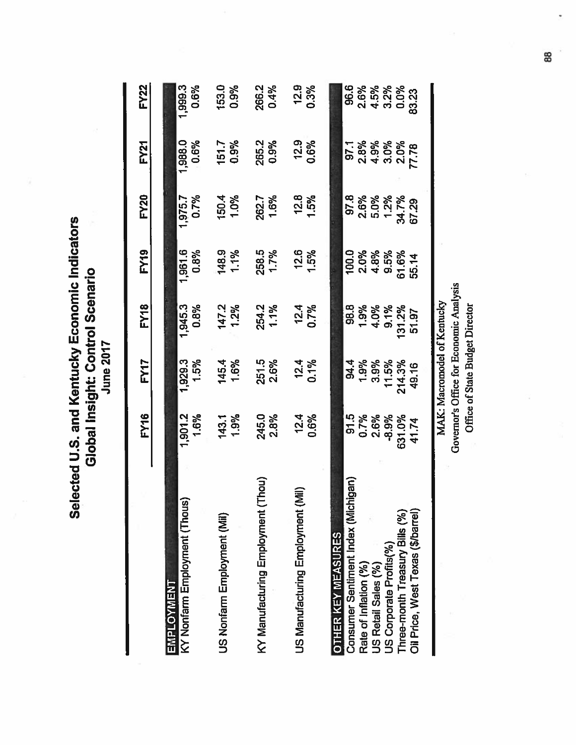# Selected U.S. and Kentucky Economic Indicators

## Global Insight: Control Scenario

### June 2017

| | FY16 | FY17 | FY18 | FY19 | FY20 | FY21 | FY22 |
|---|---|---|---|---|---|---|---|
| **EMPLOYMENT** | | | | | | | |
| KY Nonfarm Employment (Thous) | 1,901.2 | 1,929.3 | 1,945.3 | 1,961.6 | 1,975.7 | 1,988.0 | 1,999.3 |
| | 1.6% | 1.5% | 0.8% | 0.8% | 0.7% | 0.6% | 0.6% |
| US Nonfarm Employment (Mil) | 143.1 | 145.4 | 147.2 | 148.9 | 150.4 | 151.7 | 153.0 |
| | 1.9% | 1.6% | 1.2% | 1.1% | 1.0% | 0.9% | 0.9% |
| KY Manufacturing Employment (Thou) | 245.0 | 251.5 | 254.2 | 258.5 | 262.7 | 265.2 | 266.2 |
| | 2.8% | 2.6% | 1.1% | 1.7% | 1.6% | 0.9% | 0.4% |
| US Manufacturing Employment (Mil) | 12.4 | 12.4 | 12.4 | 12.6 | 12.8 | 12.9 | 12.9 |
| | 0.6% | 0.1% | 0.7% | 1.5% | 1.5% | 0.6% | 0.3% |
| **OTHER KEY MEASURES** | | | | | | | |
| Consumer Sentiment Index (Michigan) | 91.5 | 94.4 | 98.8 | 100.0 | 97.8 | 97.1 | 96.6 |
| Rate of Inflation (%) | 0.7% | 1.9% | 1.9% | 2.0% | 2.6% | 2.8% | 2.6% |
| US Retail Sales (%) | 2.6% | 3.9% | 4.0% | 4.8% | 5.0% | 4.9% | 4.5% |
| US Corporate Profits(%) | -8.9% | 11.5% | 9.1% | 9.5% | 1.2% | 3.0% | 3.2% |
| Three-month Treasury Bills (%) | 631.0% | 214.3% | 131.2% | 61.6% | 34.7% | 2.0% | 0.0% |
| Oil Price, West Texas ($/barrel) | 41.74 | 49.16 | 51.97 | 55.14 | 67.29 | 77.78 | 83.23 |

MAK: Macromodel of Kentucky
Governor's Office for Economic Analysis
Office of State Budget Director